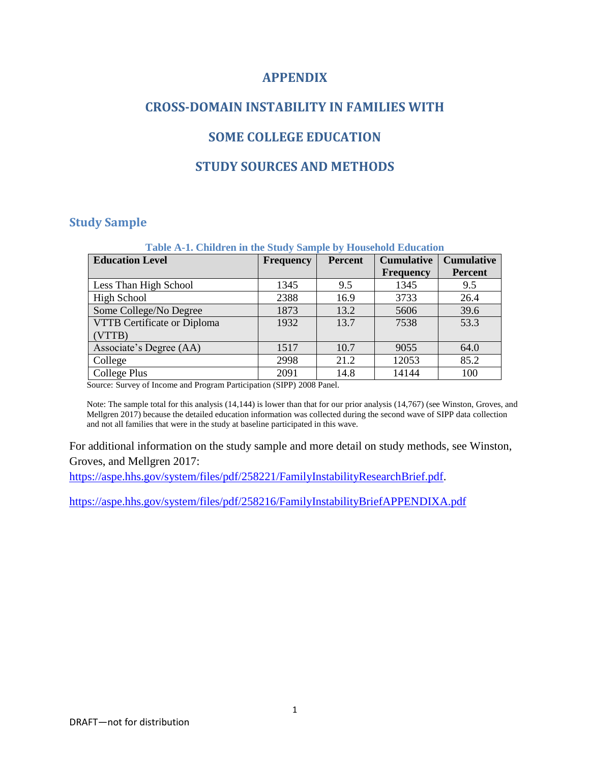# APPENDIX

# CROSS-DOMAIN INSTABILITY IN FAMILIES WITH SOME COLLEGE EDUCATION

# STUDY SOURCES AND METHODS

## Study Sample

**Table A-1. Children in the Study Sample by Household Education**

| Education Level | Frequency | Percent | Cumulative Frequency | Cumulative Percent |
|---|---|---|---|---|
| Less Than High School | 1345 | 9.5 | 1345 | 9.5 |
| High School | 2388 | 16.9 | 3733 | 26.4 |
| Some College/No Degree | 1873 | 13.2 | 5606 | 39.6 |
| VTTB Certificate or Diploma (VTTB) | 1932 | 13.7 | 7538 | 53.3 |
| Associate's Degree (AA) | 1517 | 10.7 | 9055 | 64.0 |
| College | 2998 | 21.2 | 12053 | 85.2 |
| College Plus | 2091 | 14.8 | 14144 | 100 |

Source: Survey of Income and Program Participation (SIPP) 2008 Panel.

Note: The sample total for this analysis (14,144) is lower than that for our prior analysis (14,767) (see Winston, Groves, and Mellgren 2017) because the detailed education information was collected during the second wave of SIPP data collection and not all families that were in the study at baseline participated in this wave.

For additional information on the study sample and more detail on study methods, see Winston, Groves, and Mellgren 2017: https://aspe.hhs.gov/system/files/pdf/258221/FamilyInstabilityResearchBrief.pdf.

https://aspe.hhs.gov/system/files/pdf/258216/FamilyInstabilityBriefAPPENDIXA.pdf

DRAFT—not for distribution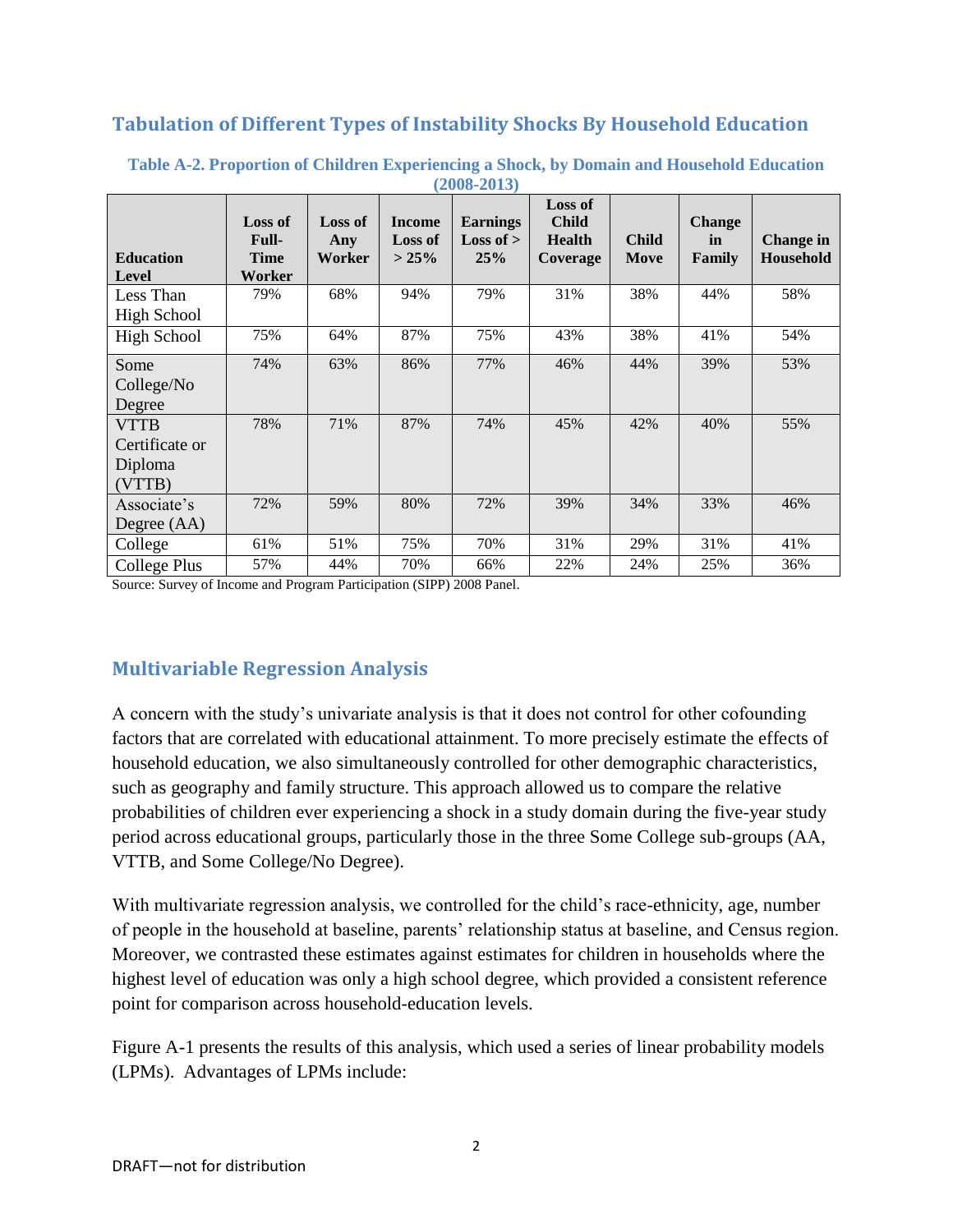## Tabulation of Different Types of Instability Shocks By Household Education

**Table A-2. Proportion of Children Experiencing a Shock, by Domain and Household Education (2008-2013)**

| Education Level | Loss of Full-Time Worker | Loss of Any Worker | Income Loss of > 25% | Earnings Loss of > 25% | Loss of Child Health Coverage | Child Move | Change in Family | Change in Household |
|---|---|---|---|---|---|---|---|---|
| Less Than High School | 79% | 68% | 94% | 79% | 31% | 38% | 44% | 58% |
| High School | 75% | 64% | 87% | 75% | 43% | 38% | 41% | 54% |
| Some College/No Degree | 74% | 63% | 86% | 77% | 46% | 44% | 39% | 53% |
| VTTB Certificate or Diploma (VTTB) | 78% | 71% | 87% | 74% | 45% | 42% | 40% | 55% |
| Associate's Degree (AA) | 72% | 59% | 80% | 72% | 39% | 34% | 33% | 46% |
| College | 61% | 51% | 75% | 70% | 31% | 29% | 31% | 41% |
| College Plus | 57% | 44% | 70% | 66% | 22% | 24% | 25% | 36% |

Source: Survey of Income and Program Participation (SIPP) 2008 Panel.

## Multivariable Regression Analysis

A concern with the study's univariate analysis is that it does not control for other cofounding factors that are correlated with educational attainment. To more precisely estimate the effects of household education, we also simultaneously controlled for other demographic characteristics, such as geography and family structure. This approach allowed us to compare the relative probabilities of children ever experiencing a shock in a study domain during the five-year study period across educational groups, particularly those in the three Some College sub-groups (AA, VTTB, and Some College/No Degree).

With multivariate regression analysis, we controlled for the child's race-ethnicity, age, number of people in the household at baseline, parents' relationship status at baseline, and Census region. Moreover, we contrasted these estimates against estimates for children in households where the highest level of education was only a high school degree, which provided a consistent reference point for comparison across household-education levels.

Figure A-1 presents the results of this analysis, which used a series of linear probability models (LPMs). Advantages of LPMs include: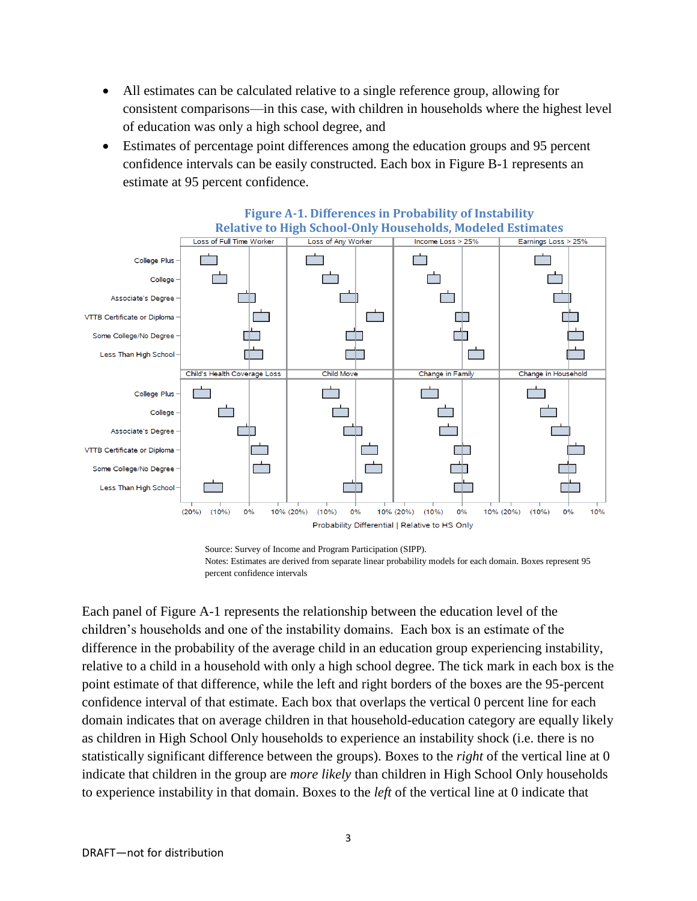- All estimates can be calculated relative to a single reference group, allowing for consistent comparisons—in this case, with children in households where the highest level of education was only a high school degree, and
- Estimates of percentage point differences among the education groups and 95 percent confidence intervals can be easily constructed. Each box in Figure B-1 represents an estimate at 95 percent confidence.

**Figure A-1. Differences in Probability of Instability Relative to High School-Only Households, Modeled Estimates**

Source: Survey of Income and Program Participation (SIPP).
Notes: Estimates are derived from separate linear probability models for each domain. Boxes represent 95 percent confidence intervals

Each panel of Figure A-1 represents the relationship between the education level of the children's households and one of the instability domains. Each box is an estimate of the difference in the probability of the average child in an education group experiencing instability, relative to a child in a household with only a high school degree. The tick mark in each box is the point estimate of that difference, while the left and right borders of the boxes are the 95-percent confidence interval of that estimate. Each box that overlaps the vertical 0 percent line for each domain indicates that on average children in that household-education category are equally likely as children in High School Only households to experience an instability shock (i.e. there is no statistically significant difference between the groups). Boxes to the *right* of the vertical line at 0 indicate that children in the group are *more likely* than children in High School Only households to experience instability in that domain. Boxes to the *left* of the vertical line at 0 indicate that

DRAFT—not for distribution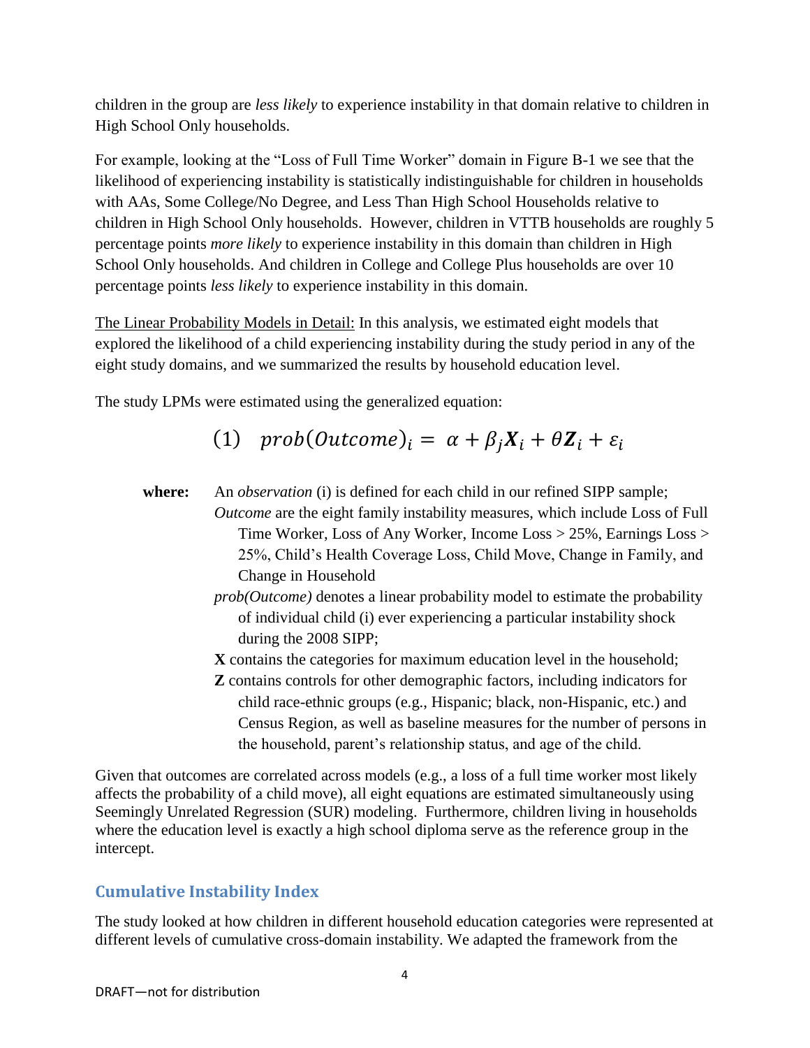children in the group are *less likely* to experience instability in that domain relative to children in High School Only households.

For example, looking at the "Loss of Full Time Worker" domain in Figure B-1 we see that the likelihood of experiencing instability is statistically indistinguishable for children in households with AAs, Some College/No Degree, and Less Than High School Households relative to children in High School Only households. However, children in VTTB households are roughly 5 percentage points *more likely* to experience instability in this domain than children in High School Only households. And children in College and College Plus households are over 10 percentage points *less likely* to experience instability in this domain.

<u>The Linear Probability Models in Detail:</u> In this analysis, we estimated eight models that explored the likelihood of a child experiencing instability during the study period in any of the eight study domains, and we summarized the results by household education level.

The study LPMs were estimated using the generalized equation:

$$(1) \quad prob(Outcome)_i = \alpha + \beta_j \boldsymbol{X}_i + \theta \boldsymbol{Z}_i + \varepsilon_i$$

**where:** An *observation* (i) is defined for each child in our refined SIPP sample;
*Outcome* are the eight family instability measures, which include Loss of Full Time Worker, Loss of Any Worker, Income Loss > 25%, Earnings Loss > 25%, Child's Health Coverage Loss, Child Move, Change in Family, and Change in Household
*prob(Outcome)* denotes a linear probability model to estimate the probability of individual child (i) ever experiencing a particular instability shock during the 2008 SIPP;
**X** contains the categories for maximum education level in the household;
**Z** contains controls for other demographic factors, including indicators for child race-ethnic groups (e.g., Hispanic; black, non-Hispanic, etc.) and Census Region, as well as baseline measures for the number of persons in the household, parent's relationship status, and age of the child.

Given that outcomes are correlated across models (e.g., a loss of a full time worker most likely affects the probability of a child move), all eight equations are estimated simultaneously using Seemingly Unrelated Regression (SUR) modeling. Furthermore, children living in households where the education level is exactly a high school diploma serve as the reference group in the intercept.

## Cumulative Instability Index

The study looked at how children in different household education categories were represented at different levels of cumulative cross-domain instability. We adapted the framework from the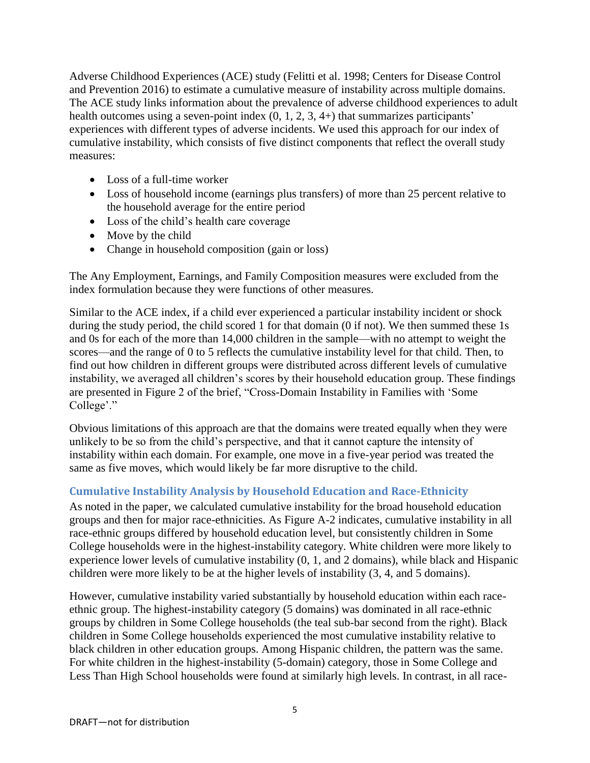Adverse Childhood Experiences (ACE) study (Felitti et al. 1998; Centers for Disease Control and Prevention 2016) to estimate a cumulative measure of instability across multiple domains. The ACE study links information about the prevalence of adverse childhood experiences to adult health outcomes using a seven-point index (0, 1, 2, 3, 4+) that summarizes participants' experiences with different types of adverse incidents. We used this approach for our index of cumulative instability, which consists of five distinct components that reflect the overall study measures:

- Loss of a full-time worker
- Loss of household income (earnings plus transfers) of more than 25 percent relative to the household average for the entire period
- Loss of the child's health care coverage
- Move by the child
- Change in household composition (gain or loss)

The Any Employment, Earnings, and Family Composition measures were excluded from the index formulation because they were functions of other measures.

Similar to the ACE index, if a child ever experienced a particular instability incident or shock during the study period, the child scored 1 for that domain (0 if not). We then summed these 1s and 0s for each of the more than 14,000 children in the sample—with no attempt to weight the scores—and the range of 0 to 5 reflects the cumulative instability level for that child. Then, to find out how children in different groups were distributed across different levels of cumulative instability, we averaged all children's scores by their household education group. These findings are presented in Figure 2 of the brief, "Cross-Domain Instability in Families with 'Some College'."

Obvious limitations of this approach are that the domains were treated equally when they were unlikely to be so from the child's perspective, and that it cannot capture the intensity of instability within each domain. For example, one move in a five-year period was treated the same as five moves, which would likely be far more disruptive to the child.

### Cumulative Instability Analysis by Household Education and Race-Ethnicity

As noted in the paper, we calculated cumulative instability for the broad household education groups and then for major race-ethnicities. As Figure A-2 indicates, cumulative instability in all race-ethnic groups differed by household education level, but consistently children in Some College households were in the highest-instability category. White children were more likely to experience lower levels of cumulative instability (0, 1, and 2 domains), while black and Hispanic children were more likely to be at the higher levels of instability (3, 4, and 5 domains).

However, cumulative instability varied substantially by household education within each race-ethnic group. The highest-instability category (5 domains) was dominated in all race-ethnic groups by children in Some College households (the teal sub-bar second from the right). Black children in Some College households experienced the most cumulative instability relative to black children in other education groups. Among Hispanic children, the pattern was the same. For white children in the highest-instability (5-domain) category, those in Some College and Less Than High School households were found at similarly high levels. In contrast, in all race-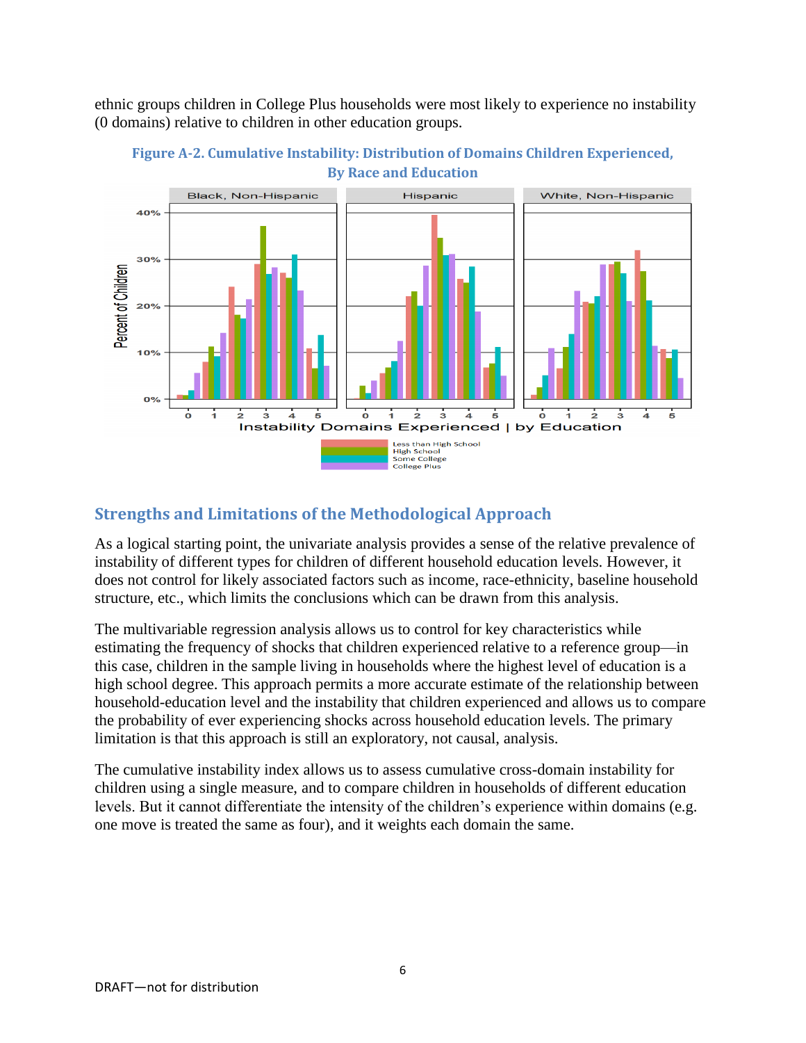ethnic groups children in College Plus households were most likely to experience no instability (0 domains) relative to children in other education groups.

**Figure A-2. Cumulative Instability: Distribution of Domains Children Experienced, By Race and Education**

Black, Non-Hispanic
Hispanic
White, Non-Hispanic

Percent of Children

40%
30%
20%
10%
0%

0 1 2 3 4 5

Instability Domains Experienced | by Education

Less than High School
High School
Some College
College Plus

## Strengths and Limitations of the Methodological Approach

As a logical starting point, the univariate analysis provides a sense of the relative prevalence of instability of different types for children of different household education levels. However, it does not control for likely associated factors such as income, race-ethnicity, baseline household structure, etc., which limits the conclusions which can be drawn from this analysis.

The multivariable regression analysis allows us to control for key characteristics while estimating the frequency of shocks that children experienced relative to a reference group—in this case, children in the sample living in households where the highest level of education is a high school degree. This approach permits a more accurate estimate of the relationship between household-education level and the instability that children experienced and allows us to compare the probability of ever experiencing shocks across household education levels. The primary limitation is that this approach is still an exploratory, not causal, analysis.

The cumulative instability index allows us to assess cumulative cross-domain instability for children using a single measure, and to compare children in households of different education levels. But it cannot differentiate the intensity of the children's experience within domains (e.g. one move is treated the same as four), and it weights each domain the same.

DRAFT—not for distribution